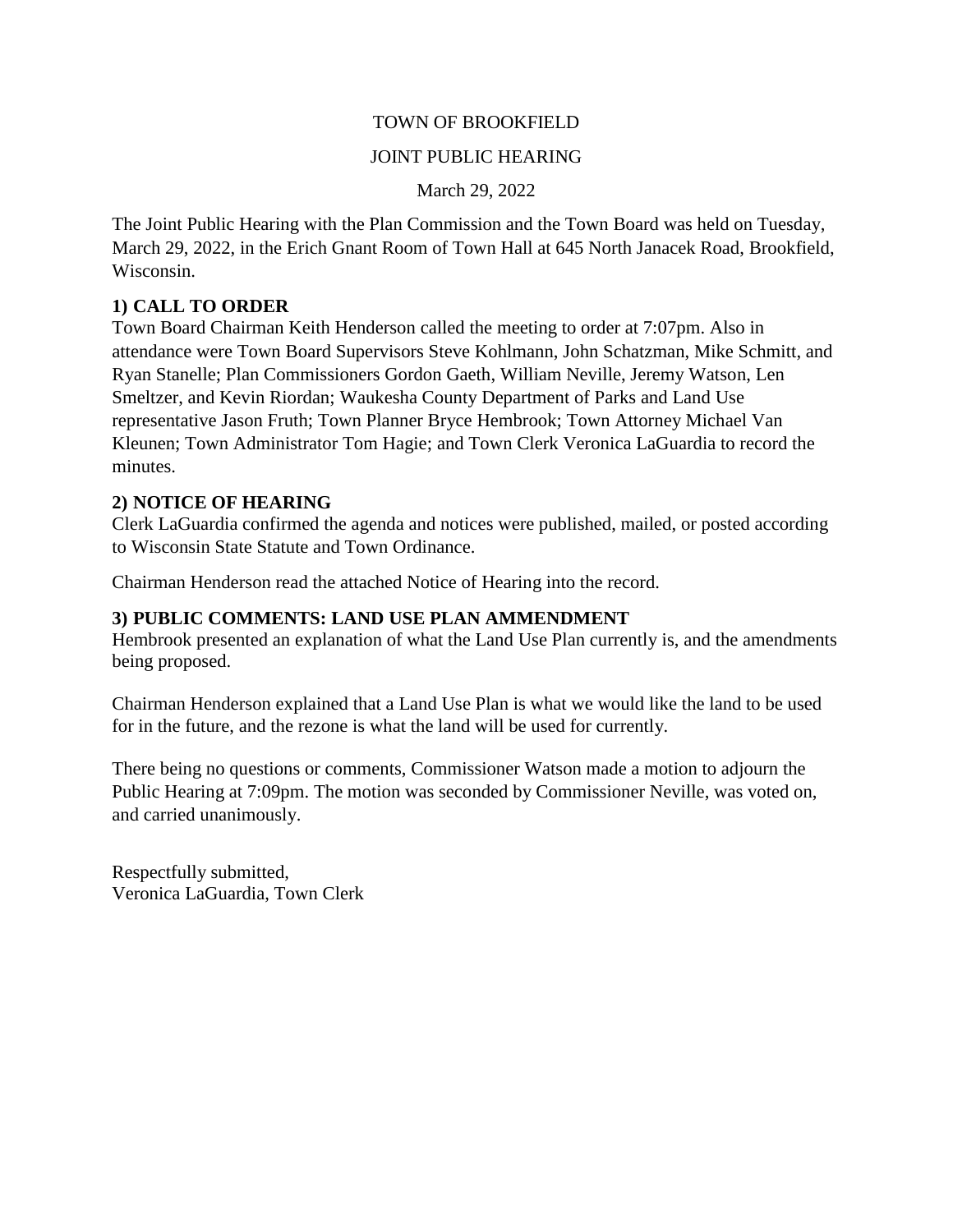TOWN OF BROOKFIELD

JOINT PUBLIC HEARING

March 29, 2022

The Joint Public Hearing with the Plan Commission and the Town Board was held on Tuesday, March 29, 2022, in the Erich Gnant Room of Town Hall at 645 North Janacek Road, Brookfield, Wisconsin.

**1) CALL TO ORDER**

Town Board Chairman Keith Henderson called the meeting to order at 7:07pm. Also in attendance were Town Board Supervisors Steve Kohlmann, John Schatzman, Mike Schmitt, and Ryan Stanelle; Plan Commissioners Gordon Gaeth, William Neville, Jeremy Watson, Len Smeltzer, and Kevin Riordan; Waukesha County Department of Parks and Land Use representative Jason Fruth; Town Planner Bryce Hembrook; Town Attorney Michael Van Kleunen; Town Administrator Tom Hagie; and Town Clerk Veronica LaGuardia to record the minutes.

**2) NOTICE OF HEARING**

Clerk LaGuardia confirmed the agenda and notices were published, mailed, or posted according to Wisconsin State Statute and Town Ordinance.

Chairman Henderson read the attached Notice of Hearing into the record.

**3) PUBLIC COMMENTS: LAND USE PLAN AMMENDMENT**

Hembrook presented an explanation of what the Land Use Plan currently is, and the amendments being proposed.

Chairman Henderson explained that a Land Use Plan is what we would like the land to be used for in the future, and the rezone is what the land will be used for currently.

There being no questions or comments, Commissioner Watson made a motion to adjourn the Public Hearing at 7:09pm. The motion was seconded by Commissioner Neville, was voted on, and carried unanimously.

Respectfully submitted,
Veronica LaGuardia, Town Clerk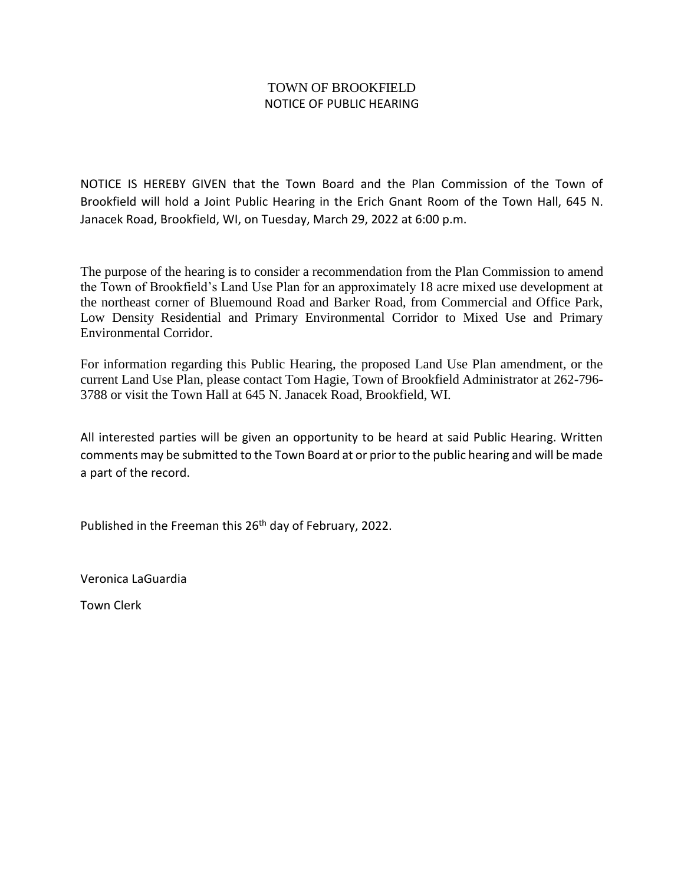# TOWN OF BROOKFIELD
## NOTICE OF PUBLIC HEARING

NOTICE IS HEREBY GIVEN that the Town Board and the Plan Commission of the Town of Brookfield will hold a Joint Public Hearing in the Erich Gnant Room of the Town Hall, 645 N. Janacek Road, Brookfield, WI, on Tuesday, March 29, 2022 at 6:00 p.m.

The purpose of the hearing is to consider a recommendation from the Plan Commission to amend the Town of Brookfield's Land Use Plan for an approximately 18 acre mixed use development at the northeast corner of Bluemound Road and Barker Road, from Commercial and Office Park, Low Density Residential and Primary Environmental Corridor to Mixed Use and Primary Environmental Corridor.

For information regarding this Public Hearing, the proposed Land Use Plan amendment, or the current Land Use Plan, please contact Tom Hagie, Town of Brookfield Administrator at 262-796-3788 or visit the Town Hall at 645 N. Janacek Road, Brookfield, WI.

All interested parties will be given an opportunity to be heard at said Public Hearing. Written comments may be submitted to the Town Board at or prior to the public hearing and will be made a part of the record.

Published in the Freeman this 26th day of February, 2022.

Veronica LaGuardia

Town Clerk